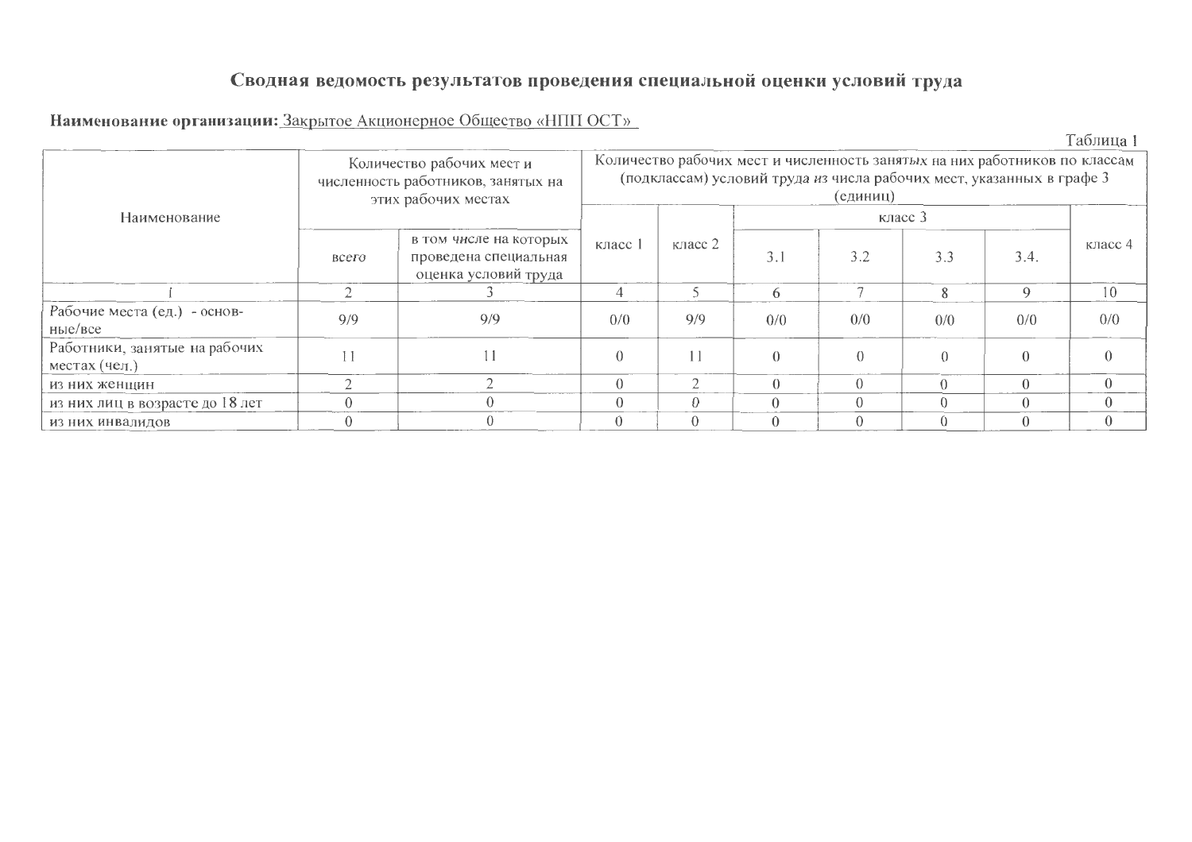## Сводная ведомость результатов проведения специальной оценки условий труда

**Наименование организации:** Закрытое Акционерное Общество «НПП ОСТ»

Таблица 1

| Наименование | Количество рабочих мест и численность работников, занятых на этих рабочих местах | | Количество рабочих мест и численность занятых на них работников по классам (подклассам) условий труда из числа рабочих мест, указанных в графе 3 (единиц) | | | | | | |
|---|---|---|---|---|---|---|---|---|---|
| | всего | в том числе на которых проведена специальная оценка условий труда | класс 1 | класс 2 | класс 3 | | | | класс 4 |
| | | | | | 3.1 | 3.2 | 3.3 | 3.4. | |
| 1 | 2 | 3 | 4 | 5 | 6 | 7 | 8 | 9 | 10 |
| Рабочие места (ед.) - основные/все | 9/9 | 9/9 | 0/0 | 9/9 | 0/0 | 0/0 | 0/0 | 0/0 | 0/0 |
| Работники, занятые на рабочих местах (чел.) | 11 | 11 | 0 | 11 | 0 | 0 | 0 | 0 | 0 |
| из них женщин | 2 | 2 | 0 | 2 | 0 | 0 | 0 | 0 | 0 |
| из них лиц в возрасте до 18 лет | 0 | 0 | 0 | 0 | 0 | 0 | 0 | 0 | 0 |
| из них инвалидов | 0 | 0 | 0 | 0 | 0 | 0 | 0 | 0 | 0 |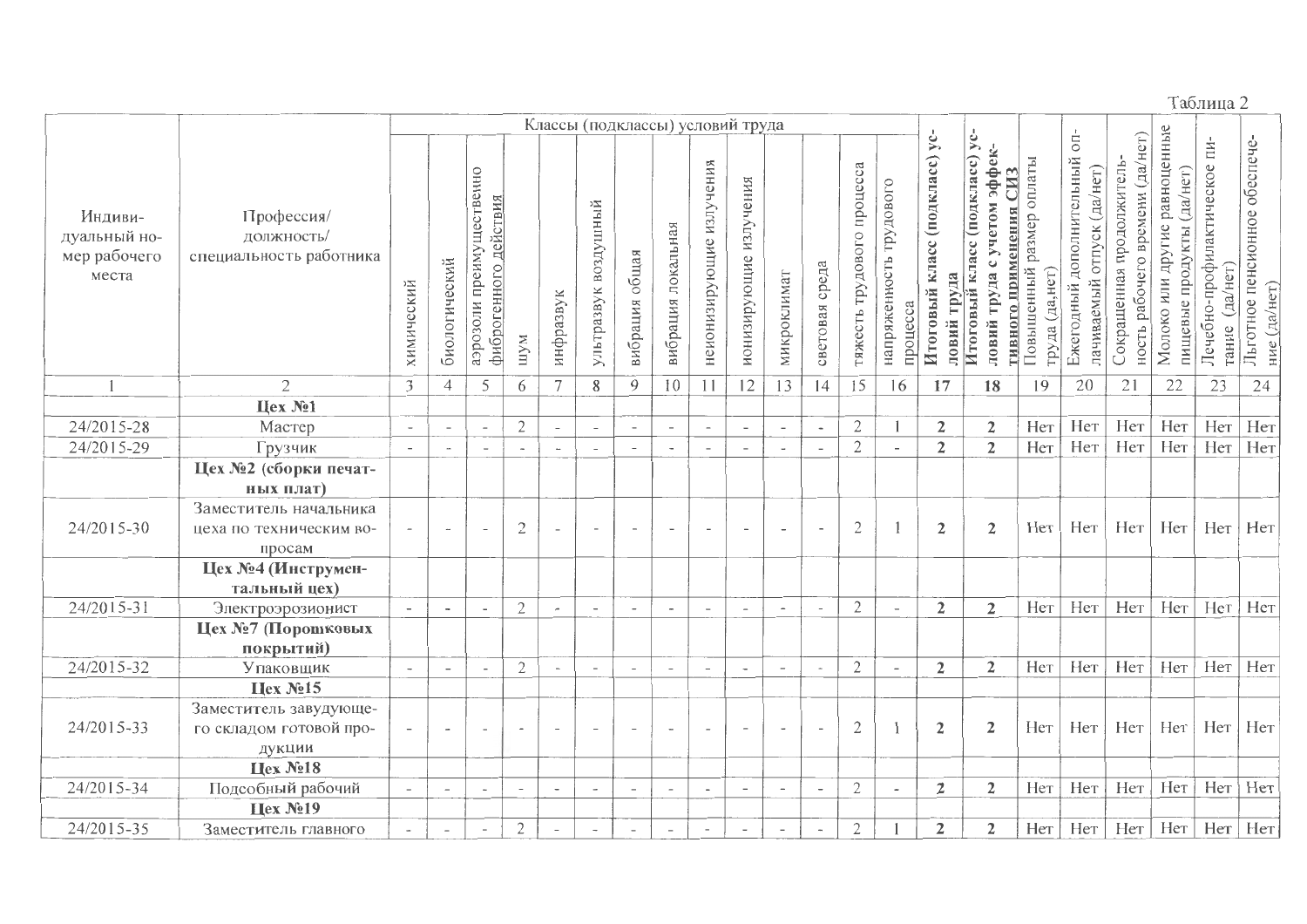Таблица 2

| Индивидуальный номер рабочего места | Профессия/ должность/ специальность работника | Классы (подклассы) условий труда | | | | | | | | | | | | | | **Итоговый класс (подкласс) условий труда** | **Итоговый класс (подкласс) условий труда с учетом эффективного применения СИЗ** | Повышенный размер оплаты труда (да,нет) | Ежегодный дополнительный оплачиваемый отпуск (да/нет) | Сокращенная продолжительность рабочего времени (да/нет) | Молоко или другие равноценные пищевые продукты (да/нет) | Лечебно-профилактическое питание (да/нет) | Льготное пенсионное обеспечение (да/нет) |
|---|---|---|---|---|---|---|---|---|---|---|---|---|---|---|---|---|---|---|---|---|---|---|---|
| | | химический | биологический | аэрозоли преимущественно фиброгенного действия | шум | инфразвук | ультразвук воздушный | вибрация общая | вибрация локальная | неионизирующие излучения | ионизирующие излучения | микроклимат | световая среда | тяжесть трудового процесса | напряженность трудового процесса | | | | | | | | |
| 1 | 2 | 3 | 4 | 5 | 6 | 7 | 8 | 9 | 10 | 11 | 12 | 13 | 14 | 15 | 16 | **17** | **18** | 19 | 20 | 21 | 22 | 23 | 24 |
| | **Цех №1** | | | | | | | | | | | | | | | | | | | | | | |
| 24/2015-28 | Мастер | - | - | - | 2 | - | - | - | - | - | - | - | - | 2 | 1 | **2** | **2** | Нет | Нет | Нет | Нет | Нет | Нет |
| 24/2015-29 | Грузчик | - | - | - | - | - | - | - | - | - | - | - | - | 2 | - | **2** | **2** | Нет | Нет | Нет | Нет | Нет | Нет |
| | **Цех №2 (сборки печатных плат)** | | | | | | | | | | | | | | | | | | | | | | |
| 24/2015-30 | Заместитель начальника цеха по техническим вопросам | - | - | - | 2 | - | - | - | - | - | - | - | - | 2 | 1 | **2** | **2** | Нет | Нет | Нет | Нет | Нет | Нет |
| | **Цех №4 (Инструментальный цех)** | | | | | | | | | | | | | | | | | | | | | | |
| 24/2015-31 | Электроэрозионист | - | - | - | 2 | - | - | - | - | - | - | - | - | 2 | - | **2** | **2** | Нет | Нет | Нет | Нет | Нет | Нет |
| | **Цех №7 (Порошковых покрытий)** | | | | | | | | | | | | | | | | | | | | | | |
| 24/2015-32 | Упаковщик | - | - | - | 2 | - | - | - | - | - | - | - | - | 2 | - | **2** | **2** | Нет | Нет | Нет | Нет | Нет | Нет |
| | **Цех №15** | | | | | | | | | | | | | | | | | | | | | | |
| 24/2015-33 | Заместитель завудующего складом готовой продукции | - | - | - | - | - | - | - | - | - | - | - | - | 2 | 1 | **2** | **2** | Нет | Нет | Нет | Нет | Нет | Нет |
| | **Цех №18** | | | | | | | | | | | | | | | | | | | | | | |
| 24/2015-34 | Подсобный рабочий | - | - | - | - | - | - | - | - | - | - | - | - | 2 | - | **2** | **2** | Нет | Нет | Нет | Нет | Нет | Нет |
| | **Цех №19** | | | | | | | | | | | | | | | | | | | | | | |
| 24/2015-35 | Заместитель главного | - | - | - | 2 | - | - | - | - | - | - | - | - | 2 | 1 | **2** | **2** | Нет | Нет | Нет | Нет | Нет | Нет |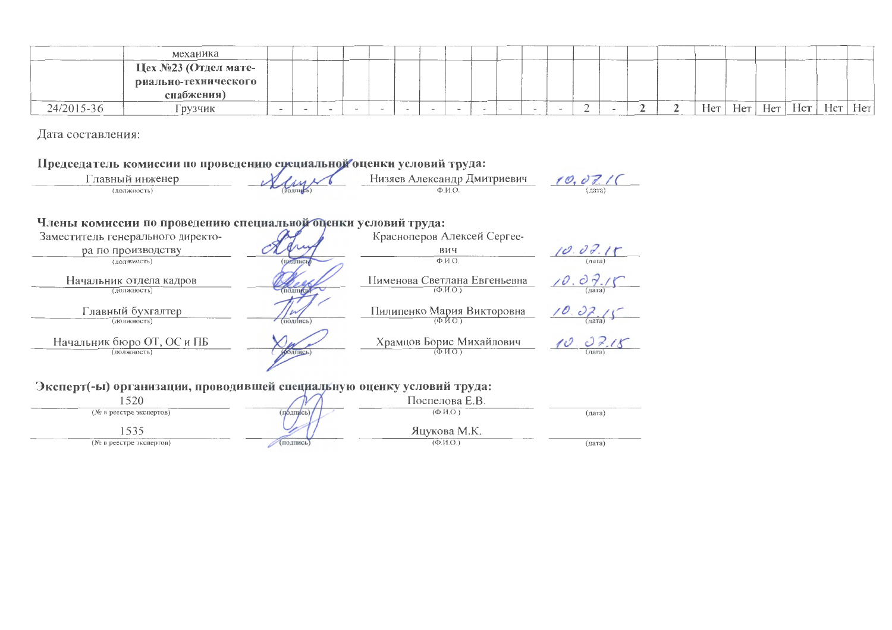| | механика | | | | | | | | | | | | | | | | | | | | | | |
|---|---|---|---|---|---|---|---|---|---|---|---|---|---|---|---|---|---|---|---|---|---|---|---|
| | **Цех №23 (Отдел материально-технического снабжения)** | | | | | | | | | | | | | | | | | | | | | | |
| 24/2015-36 | Грузчик | - | - | - | - | - | - | - | - | - | - | - | - | 2 | - | **2** | **2** | Нет | Нет | Нет | Нет | Нет | Нет |

Дата составления:

**Председатель комиссии по проведению специальной оценки условий труда:**

| Главный инженер | | Низяев Александр Дмитриевич | 10.07.15 |
|---|---|---|---|
| (должность) | (подпись) | Ф.И.О. | (дата) |

**Члены комиссии по проведению специальной оценки условий труда:**

| Заместитель генерального директора по производству | | Красноперов Алексей Сергеевич | 10.07.15 |
|---|---|---|---|
| (должность) | (подпись) | Ф.И.О. | (дата) |
| Начальник отдела кадров | | Пименова Светлана Евгеньевна | 10.07.15 |
| (должность) | (подпись) | (Ф.И.О.) | (дата) |
| Главный бухгалтер | | Пилипенко Мария Викторовна | 10.07.15 |
| (должность) | (подпись) | (Ф.И.О.) | (дата) |
| Начальник бюро ОТ, ОС и ПБ | | Храмцов Борис Михайлович | 10.07.15 |
| (должность) | (подпись) | (Ф.И.О.) | (дата) |

**Эксперт(-ы) организации, проводившей специальную оценку условий труда:**

| 1520 | | Поспелова Е.В. | |
|---|---|---|---|
| (№ в реестре экспертов) | (подпись) | (Ф.И.О.) | (дата) |
| 1535 | | Яцукова М.К. | |
| (№ в реестре экспертов) | (подпись) | (Ф.И.О.) | (дата) |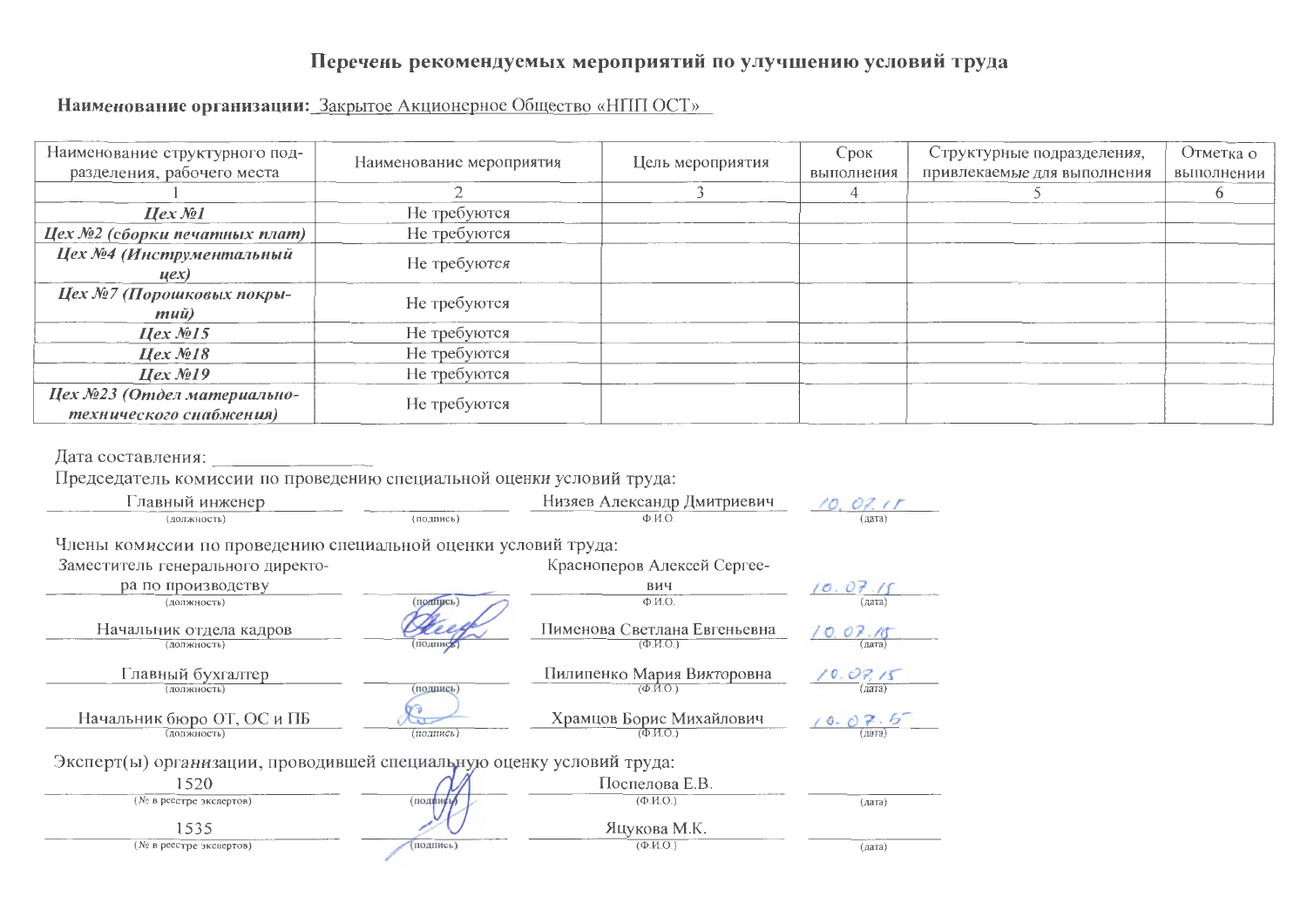## Перечень рекомендуемых мероприятий по улучшению условий труда

**Наименование организации:** Закрытое Акционерное Общество «НПП ОСТ»

| Наименование структурного подразделения, рабочего места | Наименование мероприятия | Цель мероприятия | Срок выполнения | Структурные подразделения, привлекаемые для выполнения | Отметка о выполнении |
|---|---|---|---|---|---|
| 1 | 2 | 3 | 4 | 5 | 6 |
| ***Цех №1*** | Не требуются | | | | |
| ***Цех №2 (сборки печатных плат)*** | Не требуются | | | | |
| ***Цех №4 (Инструментальный цех)*** | Не требуются | | | | |
| ***Цех №7 (Порошковых покрытий)*** | Не требуются | | | | |
| ***Цех №15*** | Не требуются | | | | |
| ***Цех №18*** | Не требуются | | | | |
| ***Цех №19*** | Не требуются | | | | |
| ***Цех №23 (Отдел материально-технического снабжения)*** | Не требуются | | | | |

Дата составления: ________________

Председатель комиссии по проведению специальной оценки условий труда:

| (должность) | (подпись) | Ф.И.О. | (дата) |
|---|---|---|---|
| Главный инженер | | Низяев Александр Дмитриевич | 10.07.15 |

Члены комиссии по проведению специальной оценки условий труда:

| (должность) | (подпись) | (Ф.И.О.) | (дата) |
|---|---|---|---|
| Заместитель генерального директора по производству | | Красноперов Алексей Сергеевич | 10.07.15 |
| Начальник отдела кадров | | Пименова Светлана Евгеньевна | 10.07.15 |
| Главный бухгалтер | | Пилипенко Мария Викторовна | 10.07.15 |
| Начальник бюро ОТ, ОС и ПБ | | Храмцов Борис Михайлович | 10.07.15 |

Эксперт(ы) организации, проводившей специальную оценку условий труда:

| (№ в реестре экспертов) | (подпись) | (Ф.И.О.) | (дата) |
|---|---|---|---|
| 1520 | | Поспелова Е.В. | |
| 1535 | | Яцукова М.К. | |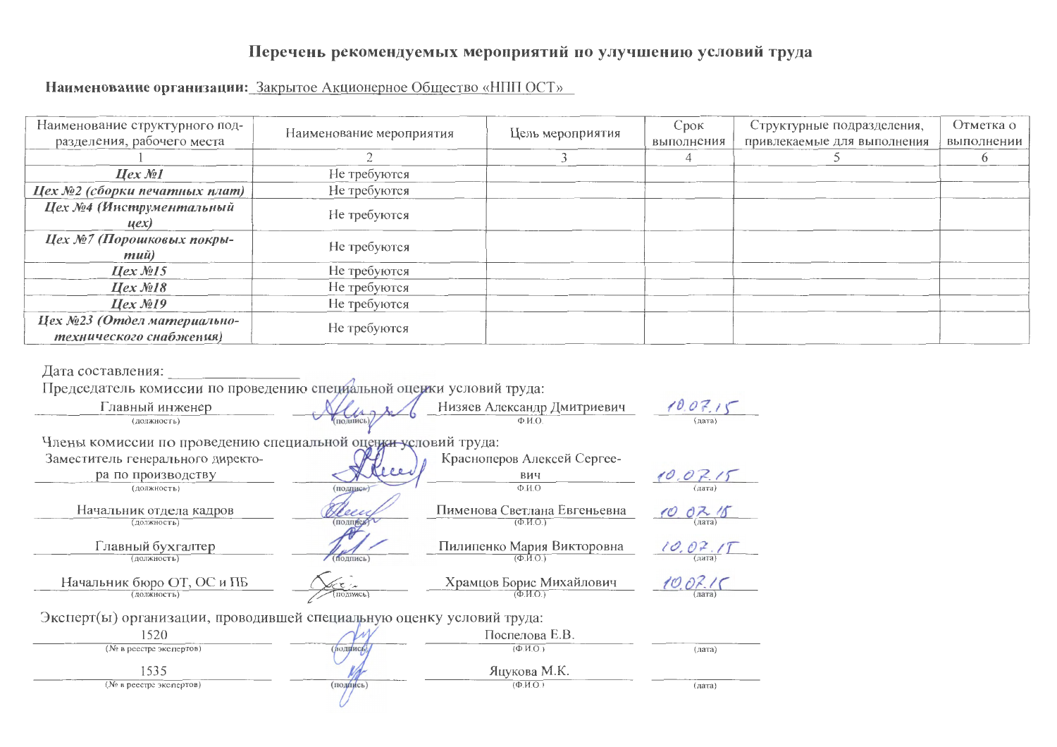## Перечень рекомендуемых мероприятий по улучшению условий труда

**Наименование организации:** Закрытое Акционерное Общество «НПП ОСТ»

| Наименование структурного подразделения, рабочего места | Наименование мероприятия | Цель мероприятия | Срок выполнения | Структурные подразделения, привлекаемые для выполнения | Отметка о выполнении |
|---|---|---|---|---|---|
| 1 | 2 | 3 | 4 | 5 | 6 |
| ***Цех №1*** | Не требуются | | | | |
| ***Цех №2 (сборки печатных плат)*** | Не требуются | | | | |
| ***Цех №4 (Инструментальный цех)*** | Не требуются | | | | |
| ***Цех №7 (Порошковых покрытий)*** | Не требуются | | | | |
| ***Цех №15*** | Не требуются | | | | |
| ***Цех №18*** | Не требуются | | | | |
| ***Цех №19*** | Не требуются | | | | |
| ***Цех №23 (Отдел материально-технического снабжения)*** | Не требуются | | | | |

Дата составления: ________________

Председатель комиссии по проведению специальной оценки условий труда:

| (должность) | (подпись) | (Ф.И.О.) | (дата) |
|---|---|---|---|
| Главный инженер | [подпись] | Низяев Александр Дмитриевич | 10.07.15 |

Члены комиссии по проведению специальной оценки условий труда:

| (должность) | (подпись) | (Ф.И.О.) | (дата) |
|---|---|---|---|
| Заместитель генерального директора по производству | [подпись] | Красноперов Алексей Сергеевич | 10.07.15 |
| Начальник отдела кадров | [подпись] | Пименова Светлана Евгеньевна | 10.07.15 |
| Главный бухгалтер | [подпись] | Пилипенко Мария Викторовна | 10.07.15 |
| Начальник бюро ОТ, ОС и ПБ | [подпись] | Храмцов Борис Михайлович | 10.07.15 |

Эксперт(ы) организации, проводившей специальную оценку условий труда:

| (№ в реестре экспертов) | (подпись) | (Ф.И.О.) | (дата) |
|---|---|---|---|
| 1520 | [подпись] | Поспелова Е.В. | |
| 1535 | [подпись] | Яцукова М.К. | |